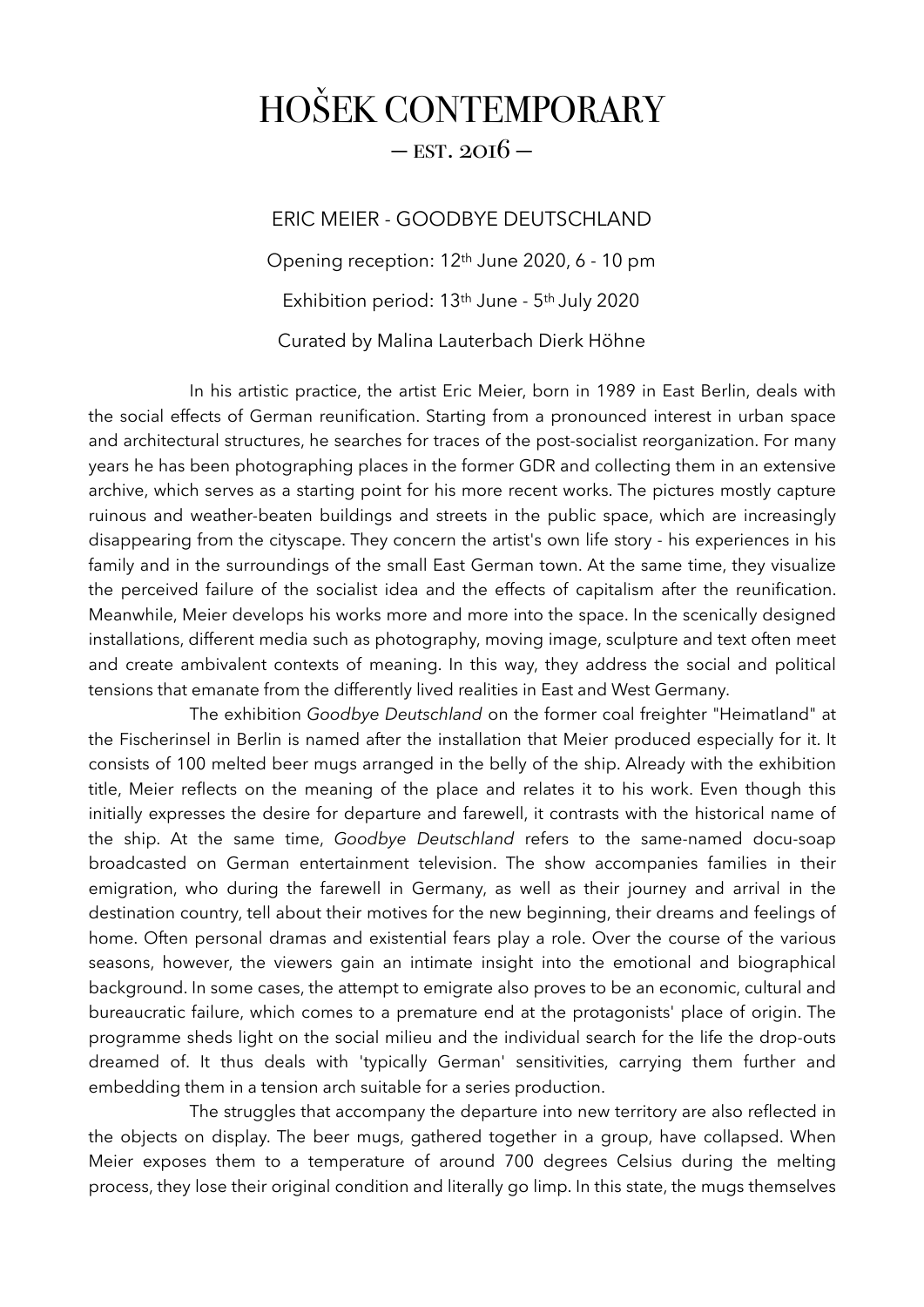# HOŠEK CONTEMPORARY

— EST. 2016 —

## ERIC MEIER - GOODBYE DEUTSCHLAND

Opening reception: 12th June 2020, 6 - 10 pm

Exhibition period: 13th June - 5th July 2020

Curated by Malina Lauterbach Dierk Höhne

In his artistic practice, the artist Eric Meier, born in 1989 in East Berlin, deals with the social effects of German reunification. Starting from a pronounced interest in urban space and architectural structures, he searches for traces of the post-socialist reorganization. For many years he has been photographing places in the former GDR and collecting them in an extensive archive, which serves as a starting point for his more recent works. The pictures mostly capture ruinous and weather-beaten buildings and streets in the public space, which are increasingly disappearing from the cityscape. They concern the artist's own life story - his experiences in his family and in the surroundings of the small East German town. At the same time, they visualize the perceived failure of the socialist idea and the effects of capitalism after the reunification. Meanwhile, Meier develops his works more and more into the space. In the scenically designed installations, different media such as photography, moving image, sculpture and text often meet and create ambivalent contexts of meaning. In this way, they address the social and political tensions that emanate from the differently lived realities in East and West Germany.

The exhibition *Goodbye Deutschland* on the former coal freighter "Heimatland" at the Fischerinsel in Berlin is named after the installation that Meier produced especially for it. It consists of 100 melted beer mugs arranged in the belly of the ship. Already with the exhibition title, Meier reflects on the meaning of the place and relates it to his work. Even though this initially expresses the desire for departure and farewell, it contrasts with the historical name of the ship. At the same time, *Goodbye Deutschland* refers to the same-named docu-soap broadcasted on German entertainment television. The show accompanies families in their emigration, who during the farewell in Germany, as well as their journey and arrival in the destination country, tell about their motives for the new beginning, their dreams and feelings of home. Often personal dramas and existential fears play a role. Over the course of the various seasons, however, the viewers gain an intimate insight into the emotional and biographical background. In some cases, the attempt to emigrate also proves to be an economic, cultural and bureaucratic failure, which comes to a premature end at the protagonists' place of origin. The programme sheds light on the social milieu and the individual search for the life the drop-outs dreamed of. It thus deals with 'typically German' sensitivities, carrying them further and embedding them in a tension arch suitable for a series production.

The struggles that accompany the departure into new territory are also reflected in the objects on display. The beer mugs, gathered together in a group, have collapsed. When Meier exposes them to a temperature of around 700 degrees Celsius during the melting process, they lose their original condition and literally go limp. In this state, the mugs themselves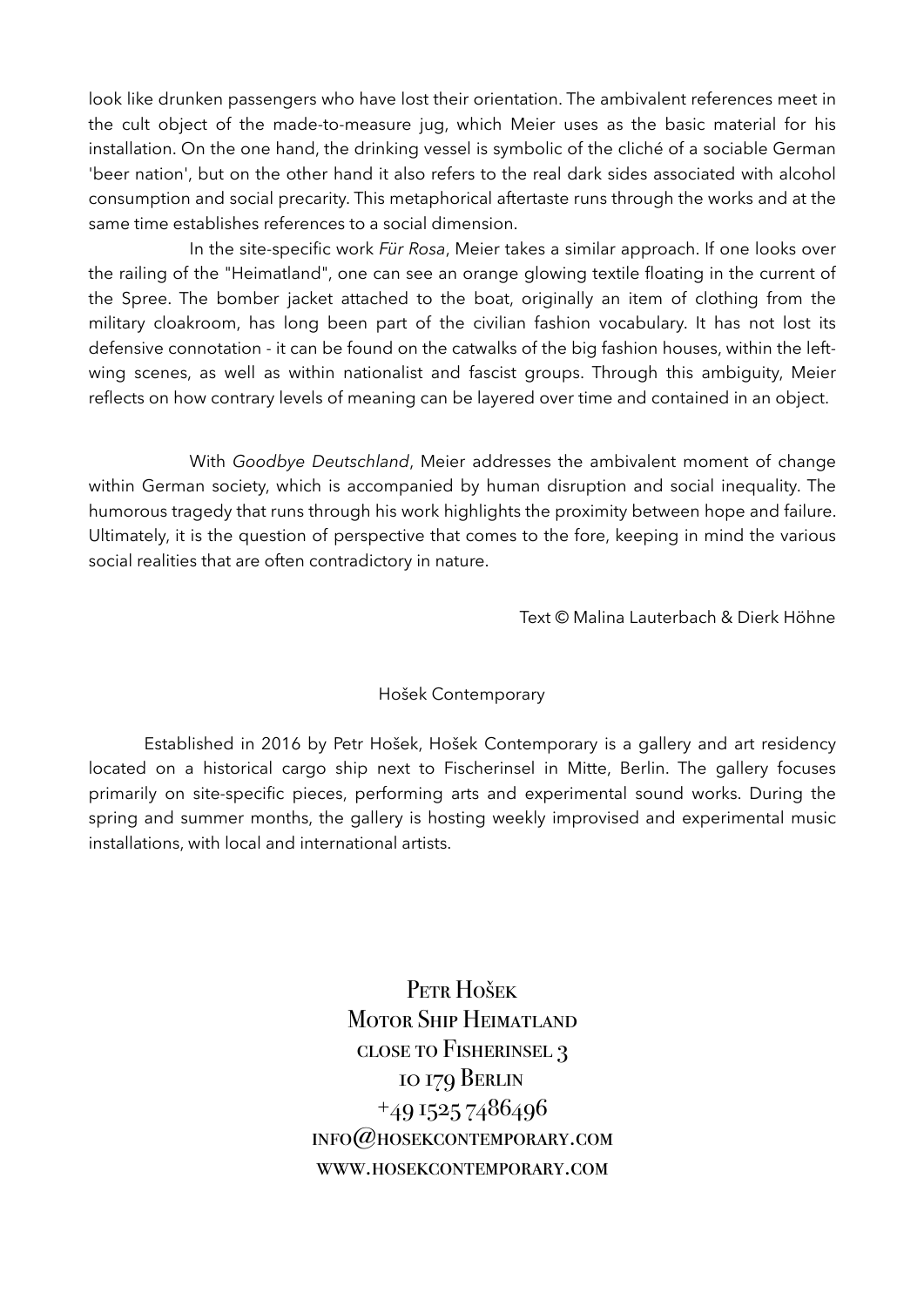look like drunken passengers who have lost their orientation. The ambivalent references meet in the cult object of the made-to-measure jug, which Meier uses as the basic material for his installation. On the one hand, the drinking vessel is symbolic of the cliché of a sociable German 'beer nation', but on the other hand it also refers to the real dark sides associated with alcohol consumption and social precarity. This metaphorical aftertaste runs through the works and at the same time establishes references to a social dimension.

In the site-specific work *Für Rosa*, Meier takes a similar approach. If one looks over the railing of the "Heimatland", one can see an orange glowing textile floating in the current of the Spree. The bomber jacket attached to the boat, originally an item of clothing from the military cloakroom, has long been part of the civilian fashion vocabulary. It has not lost its defensive connotation - it can be found on the catwalks of the big fashion houses, within the left-wing scenes, as well as within nationalist and fascist groups. Through this ambiguity, Meier reflects on how contrary levels of meaning can be layered over time and contained in an object.

With *Goodbye Deutschland*, Meier addresses the ambivalent moment of change within German society, which is accompanied by human disruption and social inequality. The humorous tragedy that runs through his work highlights the proximity between hope and failure. Ultimately, it is the question of perspective that comes to the fore, keeping in mind the various social realities that are often contradictory in nature.

Text © Malina Lauterbach & Dierk Höhne

## Hošek Contemporary

Established in 2016 by Petr Hošek, Hošek Contemporary is a gallery and art residency located on a historical cargo ship next to Fischerinsel in Mitte, Berlin. The gallery focuses primarily on site-specific pieces, performing arts and experimental sound works. During the spring and summer months, the gallery is hosting weekly improvised and experimental music installations, with local and international artists.

Petr Hošek
Motor Ship Heimatland
close to Fisherinsel 3
10 179 Berlin
+49 1525 7486496
info@hosekcontemporary.com
www.hosekcontemporary.com